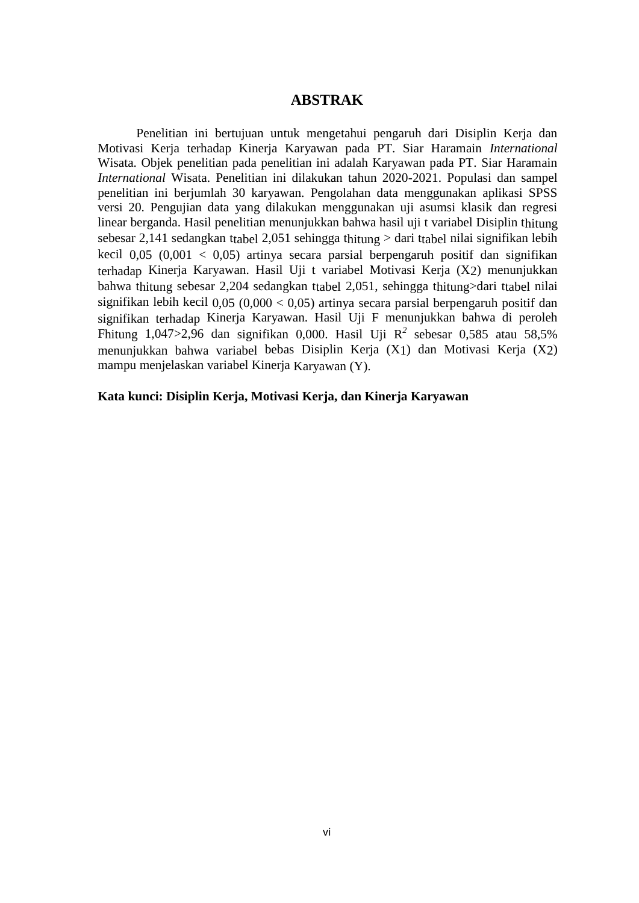# ABSTRAK

Penelitian ini bertujuan untuk mengetahui pengaruh dari Disiplin Kerja dan Motivasi Kerja terhadap Kinerja Karyawan pada PT. Siar Haramain *International* Wisata. Objek penelitian pada penelitian ini adalah Karyawan pada PT. Siar Haramain *International* Wisata. Penelitian ini dilakukan tahun 2020-2021. Populasi dan sampel penelitian ini berjumlah 30 karyawan. Pengolahan data menggunakan aplikasi SPSS versi 20. Pengujian data yang dilakukan menggunakan uji asumsi klasik dan regresi linear berganda. Hasil penelitian menunjukkan bahwa hasil uji t variabel Disiplin $t_{hitung}$ sebesar 2,141 sedangkan $t_{tabel}$ 2,051 sehingga $t_{hitung}$ > dari $t_{tabel}$ nilai signifikan lebih kecil 0,05 (0,001 < 0,05) artinya secara parsial berpengaruh positif dan signifikan terhadap Kinerja Karyawan. Hasil Uji t variabel Motivasi Kerja ($X_2$) menunjukkan bahwa $t_{hitung}$ sebesar 2,204 sedangkan $t_{tabel}$ 2,051, sehingga $t_{hitung}$>dari $t_{tabel}$ nilai signifikan lebih kecil 0,05 (0,000 < 0,05) artinya secara parsial berpengaruh positif dan signifikan terhadap Kinerja Karyawan. Hasil Uji F menunjukkan bahwa di peroleh $F_{hitung}$ 1,047>2,96 dan signifikan 0,000. Hasil Uji $R^2$ sebesar 0,585 atau 58,5% menunjukkan bahwa variabel bebas Disiplin Kerja ($X_1$) dan Motivasi Kerja ($X_2$) mampu menjelaskan variabel Kinerja Karyawan (Y).

**Kata kunci: Disiplin Kerja, Motivasi Kerja, dan Kinerja Karyawan**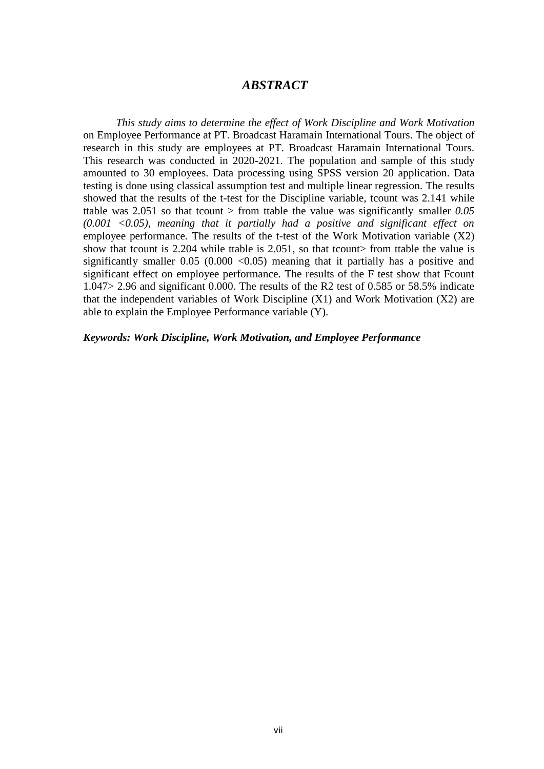## *ABSTRACT*

*This study aims to determine the effect of Work Discipline and Work Motivation* on Employee Performance at PT. Broadcast Haramain International Tours. The object of research in this study are employees at PT. Broadcast Haramain International Tours. This research was conducted in 2020-2021. The population and sample of this study amounted to 30 employees. Data processing using SPSS version 20 application. Data testing is done using classical assumption test and multiple linear regression. The results showed that the results of the t-test for the Discipline variable, tcount was 2.141 while ttable was 2.051 so that tcount > from ttable the value was significantly smaller *0.05 (0.001 <0.05), meaning that it partially had a positive and significant effect on* employee performance. The results of the t-test of the Work Motivation variable (X2) show that tcount is 2.204 while ttable is 2.051, so that tcount> from ttable the value is significantly smaller 0.05 (0.000 <0.05) meaning that it partially has a positive and significant effect on employee performance. The results of the F test show that Fcount 1.047> 2.96 and significant 0.000. The results of the R2 test of 0.585 or 58.5% indicate that the independent variables of Work Discipline (X1) and Work Motivation (X2) are able to explain the Employee Performance variable (Y).

***Keywords: Work Discipline, Work Motivation, and Employee Performance***